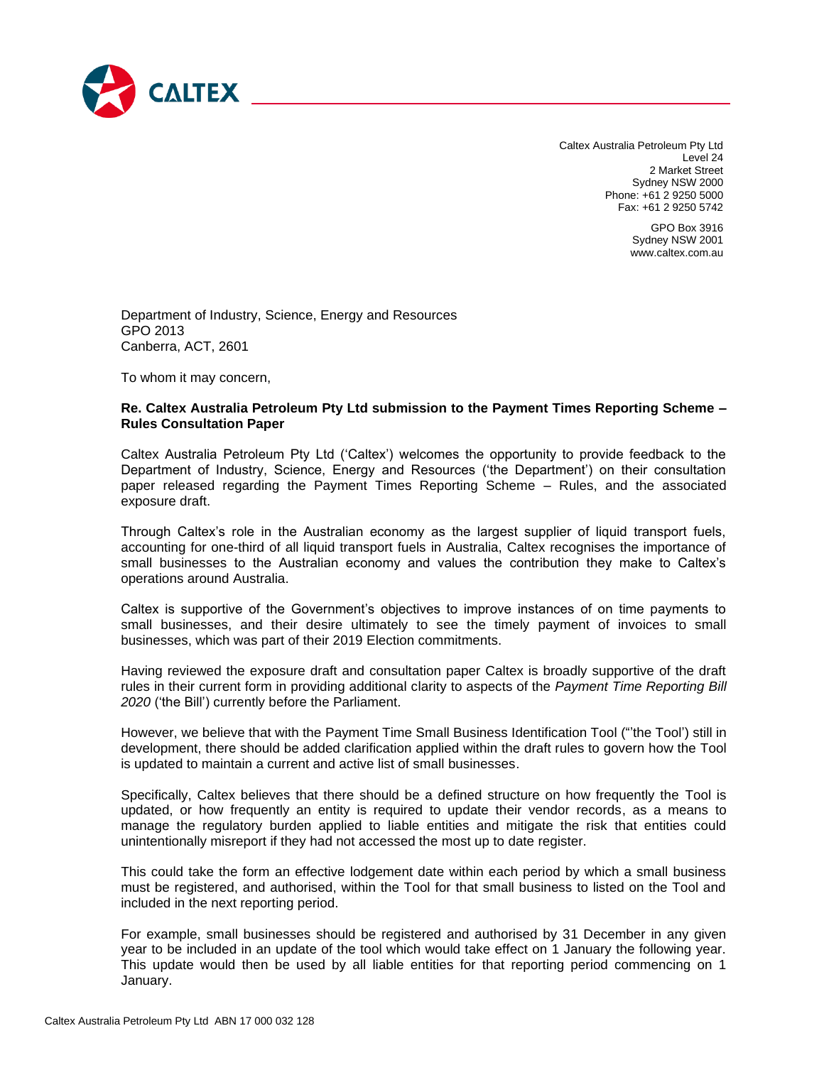CALTEX

Caltex Australia Petroleum Pty Ltd
Level 24
2 Market Street
Sydney NSW 2000
Phone: +61 2 9250 5000
Fax: +61 2 9250 5742

GPO Box 3916
Sydney NSW 2001
www.caltex.com.au

Department of Industry, Science, Energy and Resources
GPO 2013
Canberra, ACT, 2601

To whom it may concern,

**Re. Caltex Australia Petroleum Pty Ltd submission to the Payment Times Reporting Scheme – Rules Consultation Paper**

Caltex Australia Petroleum Pty Ltd ('Caltex') welcomes the opportunity to provide feedback to the Department of Industry, Science, Energy and Resources ('the Department') on their consultation paper released regarding the Payment Times Reporting Scheme – Rules, and the associated exposure draft.

Through Caltex's role in the Australian economy as the largest supplier of liquid transport fuels, accounting for one-third of all liquid transport fuels in Australia, Caltex recognises the importance of small businesses to the Australian economy and values the contribution they make to Caltex's operations around Australia.

Caltex is supportive of the Government's objectives to improve instances of on time payments to small businesses, and their desire ultimately to see the timely payment of invoices to small businesses, which was part of their 2019 Election commitments.

Having reviewed the exposure draft and consultation paper Caltex is broadly supportive of the draft rules in their current form in providing additional clarity to aspects of the *Payment Time Reporting Bill 2020* ('the Bill') currently before the Parliament.

However, we believe that with the Payment Time Small Business Identification Tool ("'the Tool') still in development, there should be added clarification applied within the draft rules to govern how the Tool is updated to maintain a current and active list of small businesses.

Specifically, Caltex believes that there should be a defined structure on how frequently the Tool is updated, or how frequently an entity is required to update their vendor records, as a means to manage the regulatory burden applied to liable entities and mitigate the risk that entities could unintentionally misreport if they had not accessed the most up to date register.

This could take the form an effective lodgement date within each period by which a small business must be registered, and authorised, within the Tool for that small business to listed on the Tool and included in the next reporting period.

For example, small businesses should be registered and authorised by 31 December in any given year to be included in an update of the tool which would take effect on 1 January the following year. This update would then be used by all liable entities for that reporting period commencing on 1 January.

Caltex Australia Petroleum Pty Ltd ABN 17 000 032 128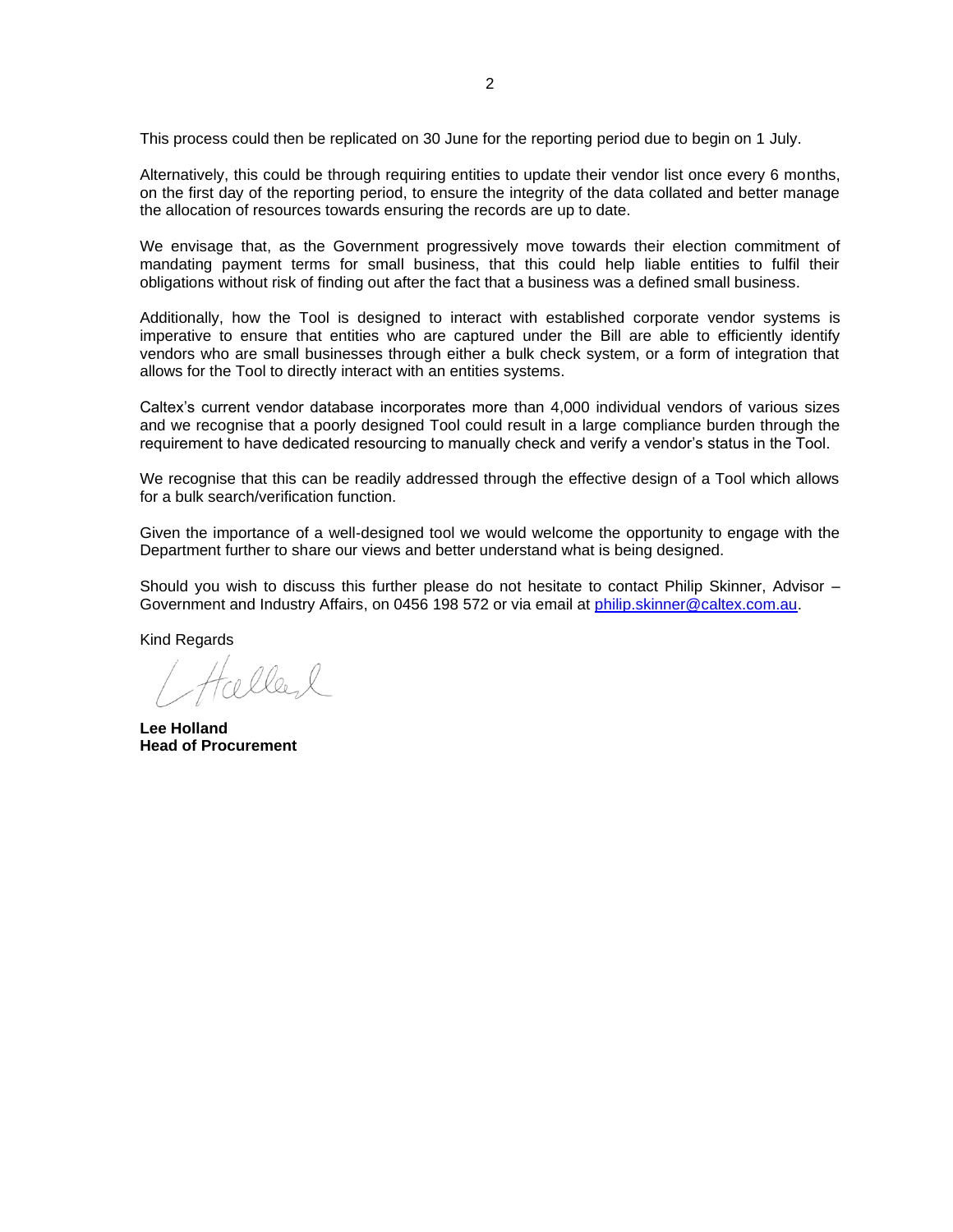This process could then be replicated on 30 June for the reporting period due to begin on 1 July.

Alternatively, this could be through requiring entities to update their vendor list once every 6 months, on the first day of the reporting period, to ensure the integrity of the data collated and better manage the allocation of resources towards ensuring the records are up to date.

We envisage that, as the Government progressively move towards their election commitment of mandating payment terms for small business, that this could help liable entities to fulfil their obligations without risk of finding out after the fact that a business was a defined small business.

Additionally, how the Tool is designed to interact with established corporate vendor systems is imperative to ensure that entities who are captured under the Bill are able to efficiently identify vendors who are small businesses through either a bulk check system, or a form of integration that allows for the Tool to directly interact with an entities systems.

Caltex's current vendor database incorporates more than 4,000 individual vendors of various sizes and we recognise that a poorly designed Tool could result in a large compliance burden through the requirement to have dedicated resourcing to manually check and verify a vendor's status in the Tool.

We recognise that this can be readily addressed through the effective design of a Tool which allows for a bulk search/verification function.

Given the importance of a well-designed tool we would welcome the opportunity to engage with the Department further to share our views and better understand what is being designed.

Should you wish to discuss this further please do not hesitate to contact Philip Skinner, Advisor – Government and Industry Affairs, on 0456 198 572 or via email at philip.skinner@caltex.com.au.

Kind Regards

**Lee Holland**
**Head of Procurement**